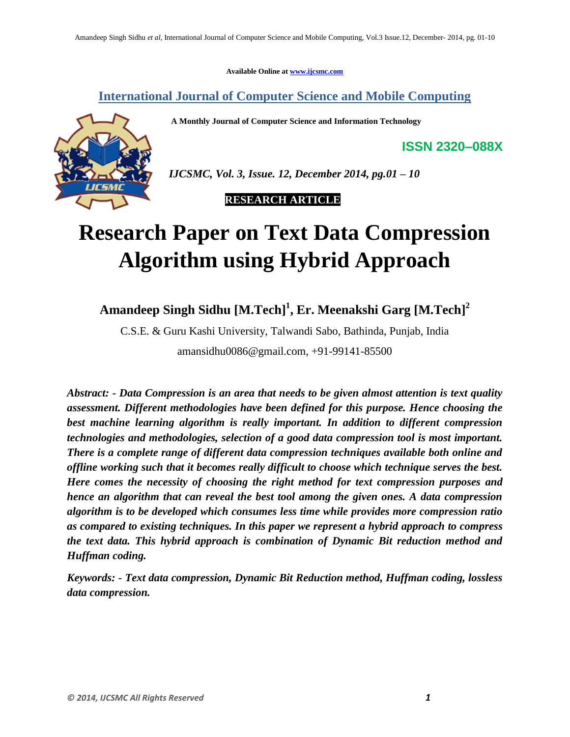Available Online at www.ijcsmc.com

## International Journal of Computer Science and Mobile Computing

**A Monthly Journal of Computer Science and Information Technology**

**ISSN 2320–088X**

*IJCSMC, Vol. 3, Issue. 12, December 2014, pg.01 – 10*

**RESEARCH ARTICLE**

# Research Paper on Text Data Compression Algorithm using Hybrid Approach

**Amandeep Singh Sidhu [M.Tech][1], Er. Meenakshi Garg [M.Tech][2]**

C.S.E. & Guru Kashi University, Talwandi Sabo, Bathinda, Punjab, India

amansidhu0086@gmail.com, +91-99141-85500

***Abstract: - Data Compression is an area that needs to be given almost attention is text quality assessment. Different methodologies have been defined for this purpose. Hence choosing the best machine learning algorithm is really important. In addition to different compression technologies and methodologies, selection of a good data compression tool is most important. There is a complete range of different data compression techniques available both online and offline working such that it becomes really difficult to choose which technique serves the best. Here comes the necessity of choosing the right method for text compression purposes and hence an algorithm that can reveal the best tool among the given ones. A data compression algorithm is to be developed which consumes less time while provides more compression ratio as compared to existing techniques. In this paper we represent a hybrid approach to compress the text data. This hybrid approach is combination of Dynamic Bit reduction method and Huffman coding.***

***Keywords: - Text data compression, Dynamic Bit Reduction method, Huffman coding, lossless data compression.***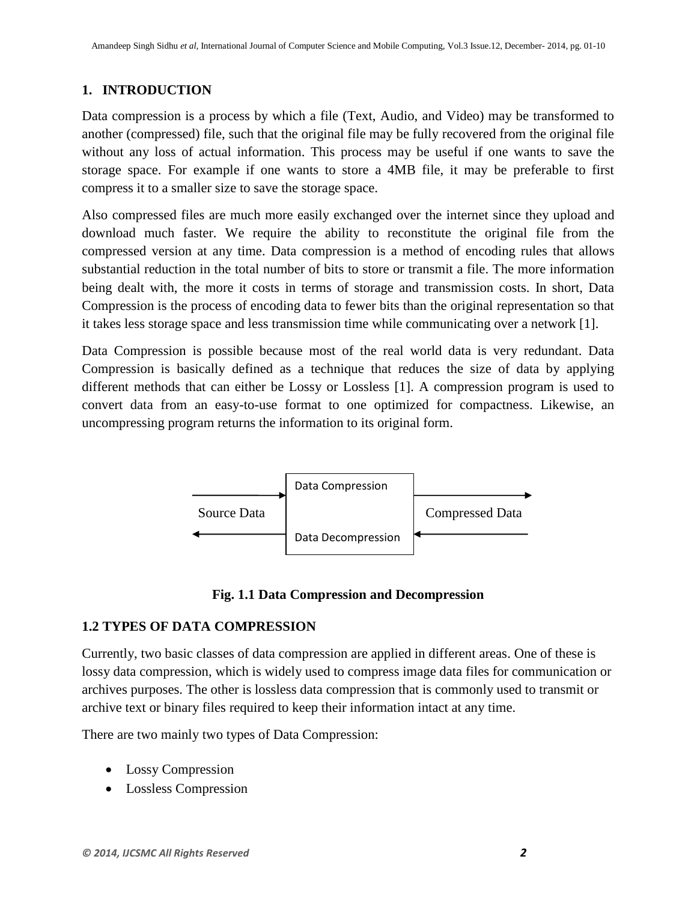## 1. INTRODUCTION

Data compression is a process by which a file (Text, Audio, and Video) may be transformed to another (compressed) file, such that the original file may be fully recovered from the original file without any loss of actual information. This process may be useful if one wants to save the storage space. For example if one wants to store a 4MB file, it may be preferable to first compress it to a smaller size to save the storage space.

Also compressed files are much more easily exchanged over the internet since they upload and download much faster. We require the ability to reconstitute the original file from the compressed version at any time. Data compression is a method of encoding rules that allows substantial reduction in the total number of bits to store or transmit a file. The more information being dealt with, the more it costs in terms of storage and transmission costs. In short, Data Compression is the process of encoding data to fewer bits than the original representation so that it takes less storage space and less transmission time while communicating over a network [1].

Data Compression is possible because most of the real world data is very redundant. Data Compression is basically defined as a technique that reduces the size of data by applying different methods that can either be Lossy or Lossless [1]. A compression program is used to convert data from an easy-to-use format to one optimized for compactness. Likewise, an uncompressing program returns the information to its original form.

Source Data → Data Compression → Compressed Data

Source Data ← Data Decompression ← Compressed Data

**Fig. 1.1 Data Compression and Decompression**

### 1.2 TYPES OF DATA COMPRESSION

Currently, two basic classes of data compression are applied in different areas. One of these is lossy data compression, which is widely used to compress image data files for communication or archives purposes. The other is lossless data compression that is commonly used to transmit or archive text or binary files required to keep their information intact at any time.

There are two mainly two types of Data Compression:

- Lossy Compression
- Lossless Compression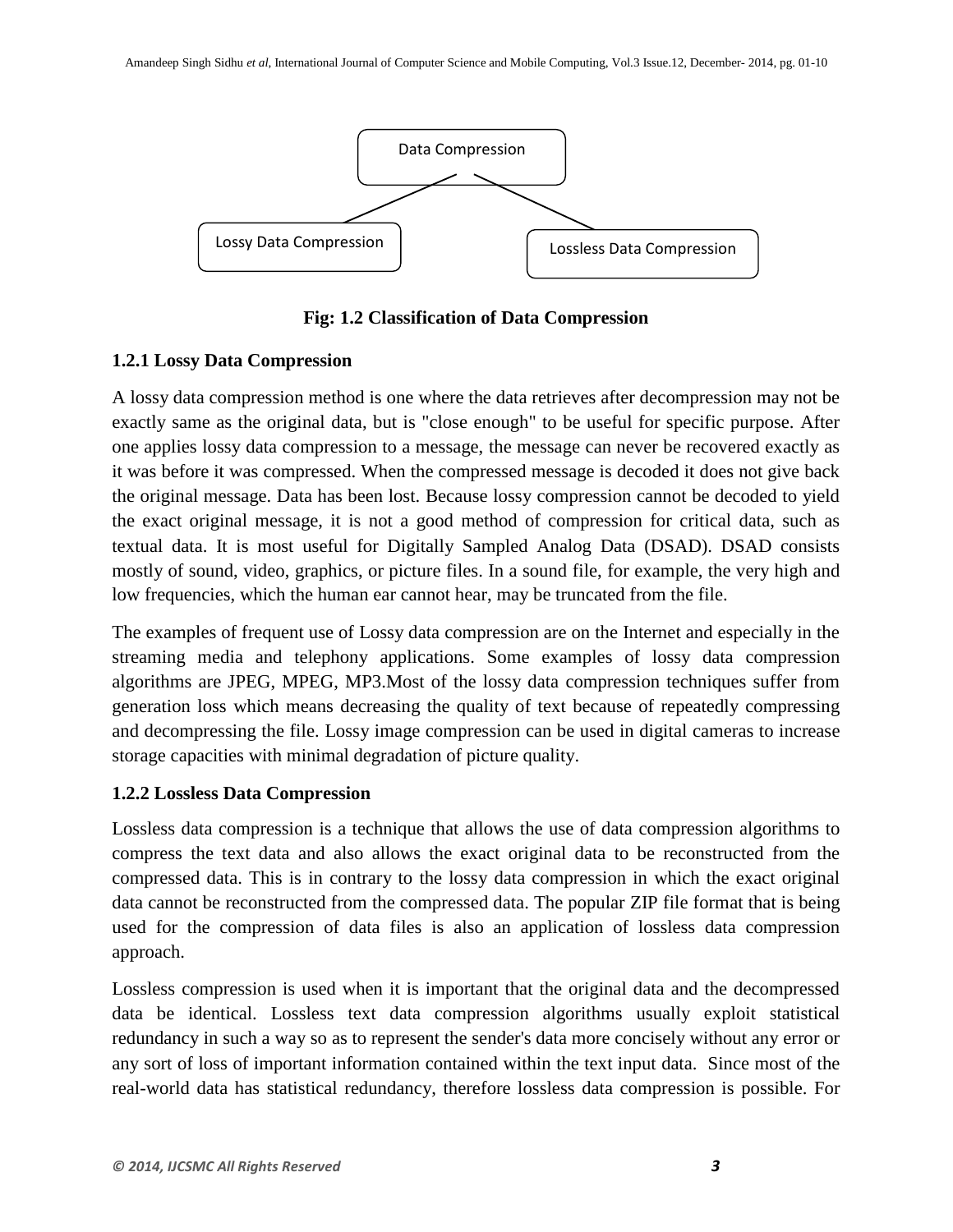Data Compression

Lossy Data Compression

Lossless Data Compression

**Fig: 1.2 Classification of Data Compression**

### 1.2.1 Lossy Data Compression

A lossy data compression method is one where the data retrieves after decompression may not be exactly same as the original data, but is "close enough" to be useful for specific purpose. After one applies lossy data compression to a message, the message can never be recovered exactly as it was before it was compressed. When the compressed message is decoded it does not give back the original message. Data has been lost. Because lossy compression cannot be decoded to yield the exact original message, it is not a good method of compression for critical data, such as textual data. It is most useful for Digitally Sampled Analog Data (DSAD). DSAD consists mostly of sound, video, graphics, or picture files. In a sound file, for example, the very high and low frequencies, which the human ear cannot hear, may be truncated from the file.

The examples of frequent use of Lossy data compression are on the Internet and especially in the streaming media and telephony applications. Some examples of lossy data compression algorithms are JPEG, MPEG, MP3.Most of the lossy data compression techniques suffer from generation loss which means decreasing the quality of text because of repeatedly compressing and decompressing the file. Lossy image compression can be used in digital cameras to increase storage capacities with minimal degradation of picture quality.

### 1.2.2 Lossless Data Compression

Lossless data compression is a technique that allows the use of data compression algorithms to compress the text data and also allows the exact original data to be reconstructed from the compressed data. This is in contrary to the lossy data compression in which the exact original data cannot be reconstructed from the compressed data. The popular ZIP file format that is being used for the compression of data files is also an application of lossless data compression approach.

Lossless compression is used when it is important that the original data and the decompressed data be identical. Lossless text data compression algorithms usually exploit statistical redundancy in such a way so as to represent the sender's data more concisely without any error or any sort of loss of important information contained within the text input data. Since most of the real-world data has statistical redundancy, therefore lossless data compression is possible. For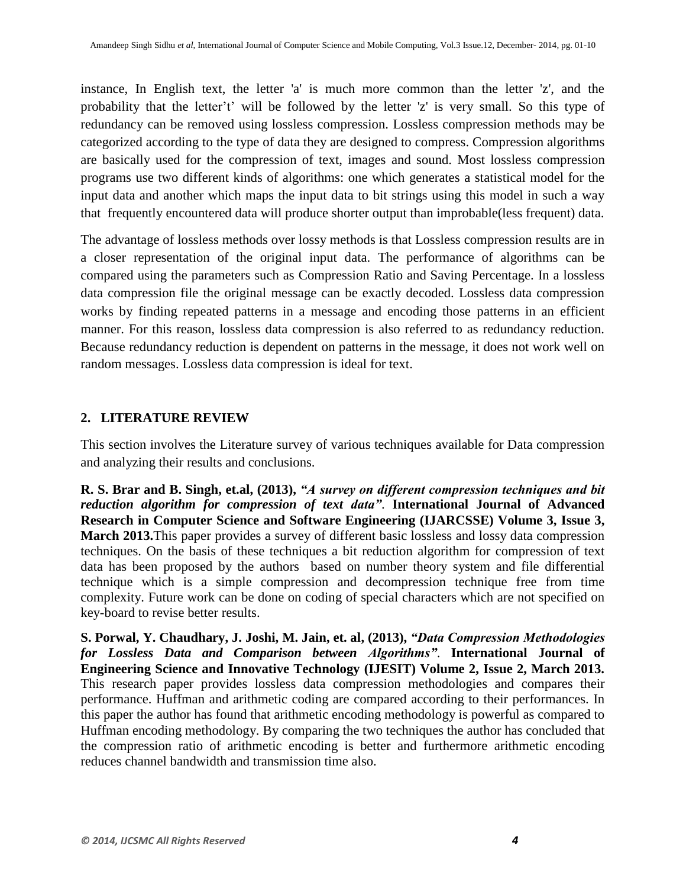instance, In English text, the letter 'a' is much more common than the letter 'z', and the probability that the letter't' will be followed by the letter 'z' is very small. So this type of redundancy can be removed using lossless compression. Lossless compression methods may be categorized according to the type of data they are designed to compress. Compression algorithms are basically used for the compression of text, images and sound. Most lossless compression programs use two different kinds of algorithms: one which generates a statistical model for the input data and another which maps the input data to bit strings using this model in such a way that frequently encountered data will produce shorter output than improbable(less frequent) data.

The advantage of lossless methods over lossy methods is that Lossless compression results are in a closer representation of the original input data. The performance of algorithms can be compared using the parameters such as Compression Ratio and Saving Percentage. In a lossless data compression file the original message can be exactly decoded. Lossless data compression works by finding repeated patterns in a message and encoding those patterns in an efficient manner. For this reason, lossless data compression is also referred to as redundancy reduction. Because redundancy reduction is dependent on patterns in the message, it does not work well on random messages. Lossless data compression is ideal for text.

## 2. LITERATURE REVIEW

This section involves the Literature survey of various techniques available for Data compression and analyzing their results and conclusions.

**R. S. Brar and B. Singh, et.al, (2013),** ***"A survey on different compression techniques and bit reduction algorithm for compression of text data"*****. International Journal of Advanced Research in Computer Science and Software Engineering (IJARCSSE) Volume 3, Issue 3, March 2013.** This paper provides a survey of different basic lossless and lossy data compression techniques. On the basis of these techniques a bit reduction algorithm for compression of text data has been proposed by the authors based on number theory system and file differential technique which is a simple compression and decompression technique free from time complexity. Future work can be done on coding of special characters which are not specified on key-board to revise better results.

**S. Porwal, Y. Chaudhary, J. Joshi, M. Jain, et. al, (2013),** ***"Data Compression Methodologies for Lossless Data and Comparison between Algorithms"*****. International Journal of Engineering Science and Innovative Technology (IJESIT) Volume 2, Issue 2, March 2013.** This research paper provides lossless data compression methodologies and compares their performance. Huffman and arithmetic coding are compared according to their performances. In this paper the author has found that arithmetic encoding methodology is powerful as compared to Huffman encoding methodology. By comparing the two techniques the author has concluded that the compression ratio of arithmetic encoding is better and furthermore arithmetic encoding reduces channel bandwidth and transmission time also.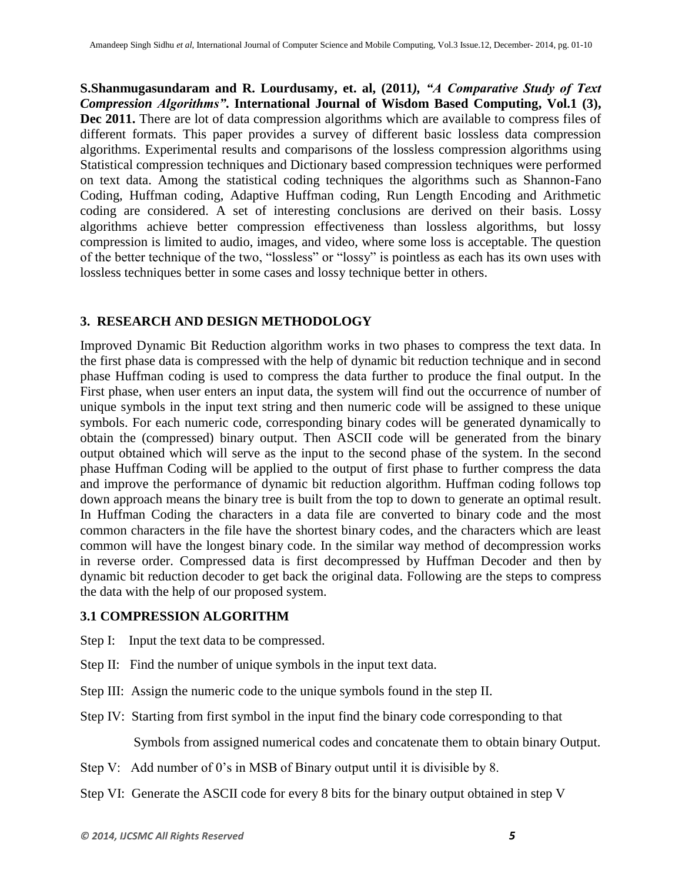**S.Shanmugasundaram and R. Lourdusamy, et. al, (2011*), "A Comparative Study of Text Compression Algorithms"*. International Journal of Wisdom Based Computing, Vol.1 (3), Dec 2011.** There are lot of data compression algorithms which are available to compress files of different formats. This paper provides a survey of different basic lossless data compression algorithms. Experimental results and comparisons of the lossless compression algorithms using Statistical compression techniques and Dictionary based compression techniques were performed on text data. Among the statistical coding techniques the algorithms such as Shannon-Fano Coding, Huffman coding, Adaptive Huffman coding, Run Length Encoding and Arithmetic coding are considered. A set of interesting conclusions are derived on their basis. Lossy algorithms achieve better compression effectiveness than lossless algorithms, but lossy compression is limited to audio, images, and video, where some loss is acceptable. The question of the better technique of the two, "lossless" or "lossy" is pointless as each has its own uses with lossless techniques better in some cases and lossy technique better in others.

## 3. RESEARCH AND DESIGN METHODOLOGY

Improved Dynamic Bit Reduction algorithm works in two phases to compress the text data. In the first phase data is compressed with the help of dynamic bit reduction technique and in second phase Huffman coding is used to compress the data further to produce the final output. In the First phase, when user enters an input data, the system will find out the occurrence of number of unique symbols in the input text string and then numeric code will be assigned to these unique symbols. For each numeric code, corresponding binary codes will be generated dynamically to obtain the (compressed) binary output. Then ASCII code will be generated from the binary output obtained which will serve as the input to the second phase of the system. In the second phase Huffman Coding will be applied to the output of first phase to further compress the data and improve the performance of dynamic bit reduction algorithm. Huffman coding follows top down approach means the binary tree is built from the top to down to generate an optimal result. In Huffman Coding the characters in a data file are converted to binary code and the most common characters in the file have the shortest binary codes, and the characters which are least common will have the longest binary code. In the similar way method of decompression works in reverse order. Compressed data is first decompressed by Huffman Decoder and then by dynamic bit reduction decoder to get back the original data. Following are the steps to compress the data with the help of our proposed system.

### 3.1 COMPRESSION ALGORITHM

Step I: Input the text data to be compressed.

Step II: Find the number of unique symbols in the input text data.

Step III: Assign the numeric code to the unique symbols found in the step II.

Step IV: Starting from first symbol in the input find the binary code corresponding to that Symbols from assigned numerical codes and concatenate them to obtain binary Output.

Step V: Add number of 0's in MSB of Binary output until it is divisible by 8.

Step VI: Generate the ASCII code for every 8 bits for the binary output obtained in step V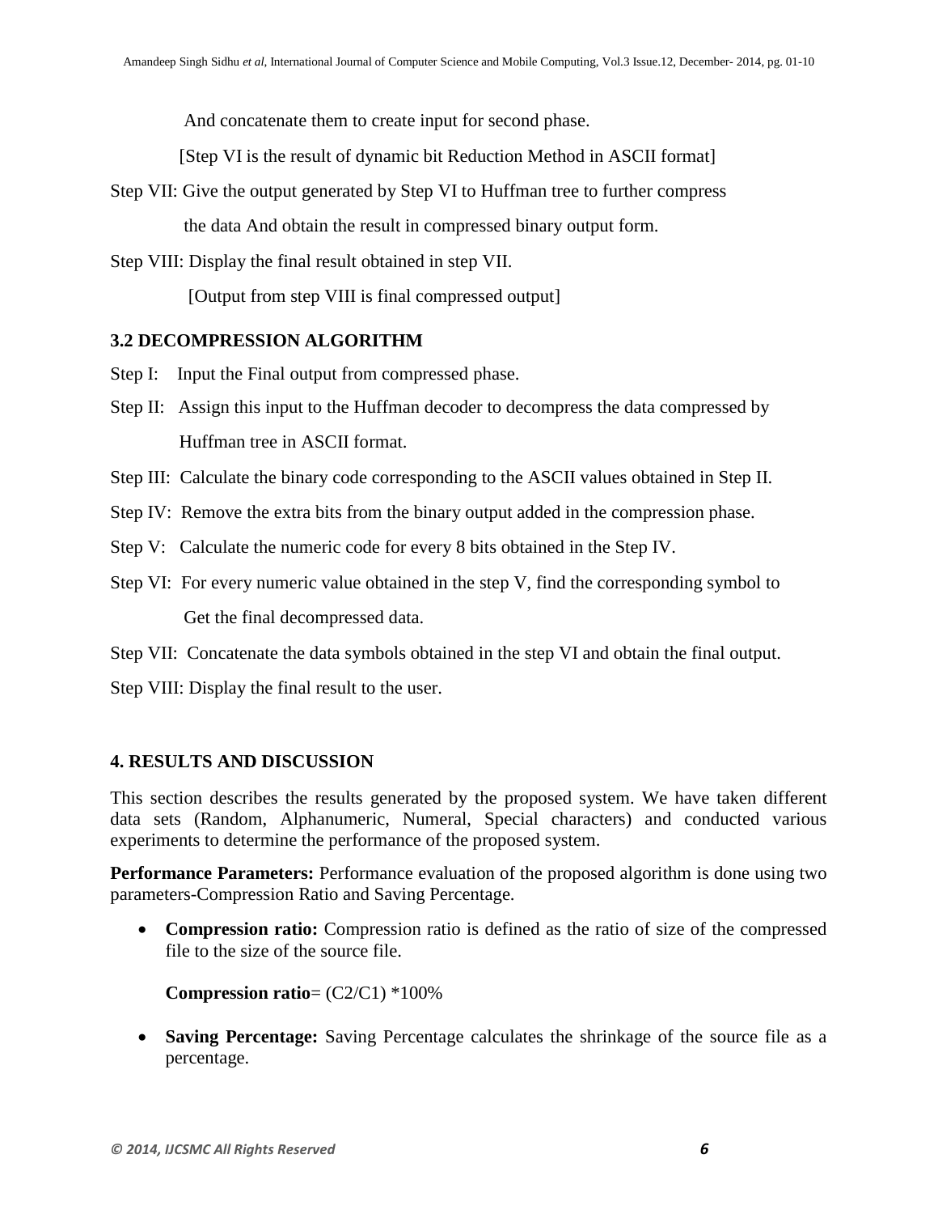And concatenate them to create input for second phase.

[Step VI is the result of dynamic bit Reduction Method in ASCII format]

Step VII: Give the output generated by Step VI to Huffman tree to further compress the data And obtain the result in compressed binary output form.

Step VIII: Display the final result obtained in step VII.

[Output from step VIII is final compressed output]

### 3.2 DECOMPRESSION ALGORITHM

Step I: Input the Final output from compressed phase.

Step II: Assign this input to the Huffman decoder to decompress the data compressed by Huffman tree in ASCII format.

Step III: Calculate the binary code corresponding to the ASCII values obtained in Step II.

Step IV: Remove the extra bits from the binary output added in the compression phase.

Step V: Calculate the numeric code for every 8 bits obtained in the Step IV.

Step VI: For every numeric value obtained in the step V, find the corresponding symbol to Get the final decompressed data.

Step VII: Concatenate the data symbols obtained in the step VI and obtain the final output.

Step VIII: Display the final result to the user.

## 4. RESULTS AND DISCUSSION

This section describes the results generated by the proposed system. We have taken different data sets (Random, Alphanumeric, Numeral, Special characters) and conducted various experiments to determine the performance of the proposed system.

**Performance Parameters:** Performance evaluation of the proposed algorithm is done using two parameters-Compression Ratio and Saving Percentage.

- **Compression ratio:** Compression ratio is defined as the ratio of size of the compressed file to the size of the source file.

  **Compression ratio**= (C2/C1) *100%

- **Saving Percentage:** Saving Percentage calculates the shrinkage of the source file as a percentage.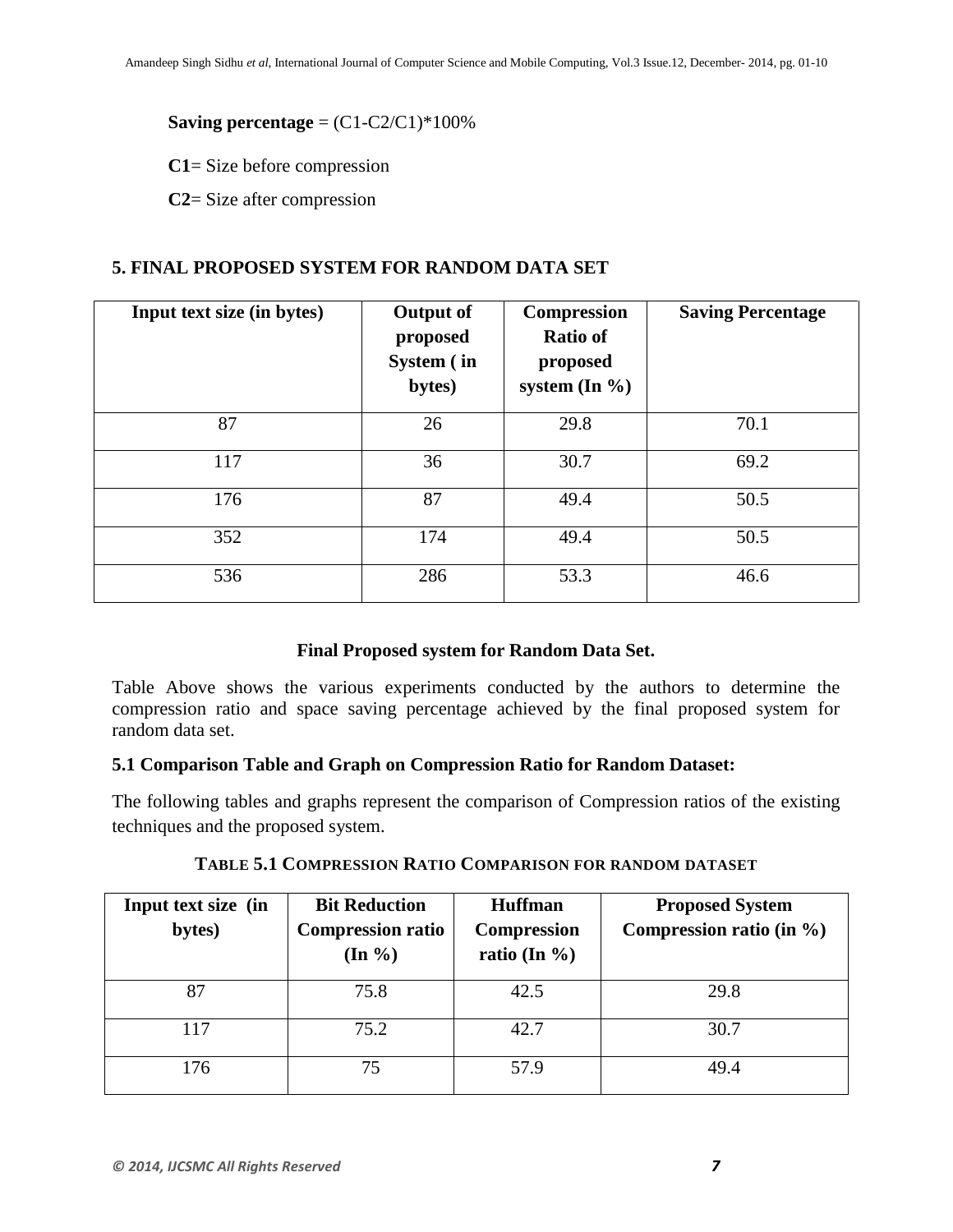**Saving percentage** = (C1-C2/C1)*100%

**C1**= Size before compression

**C2**= Size after compression

## 5. FINAL PROPOSED SYSTEM FOR RANDOM DATA SET

| Input text size (in bytes) | Output of proposed System ( in bytes) | Compression Ratio of proposed system (In %) | Saving Percentage |
|---|---|---|---|
| 87 | 26 | 29.8 | 70.1 |
| 117 | 36 | 30.7 | 69.2 |
| 176 | 87 | 49.4 | 50.5 |
| 352 | 174 | 49.4 | 50.5 |
| 536 | 286 | 53.3 | 46.6 |

**Final Proposed system for Random Data Set.**

Table Above shows the various experiments conducted by the authors to determine the compression ratio and space saving percentage achieved by the final proposed system for random data set.

### 5.1 Comparison Table and Graph on Compression Ratio for Random Dataset:

The following tables and graphs represent the comparison of Compression ratios of the existing techniques and the proposed system.

**TABLE 5.1 COMPRESSION RATIO COMPARISON FOR RANDOM DATASET**

| Input text size (in bytes) | Bit Reduction Compression ratio (In %) | Huffman Compression ratio (In %) | Proposed System Compression ratio (in %) |
|---|---|---|---|
| 87 | 75.8 | 42.5 | 29.8 |
| 117 | 75.2 | 42.7 | 30.7 |
| 176 | 75 | 57.9 | 49.4 |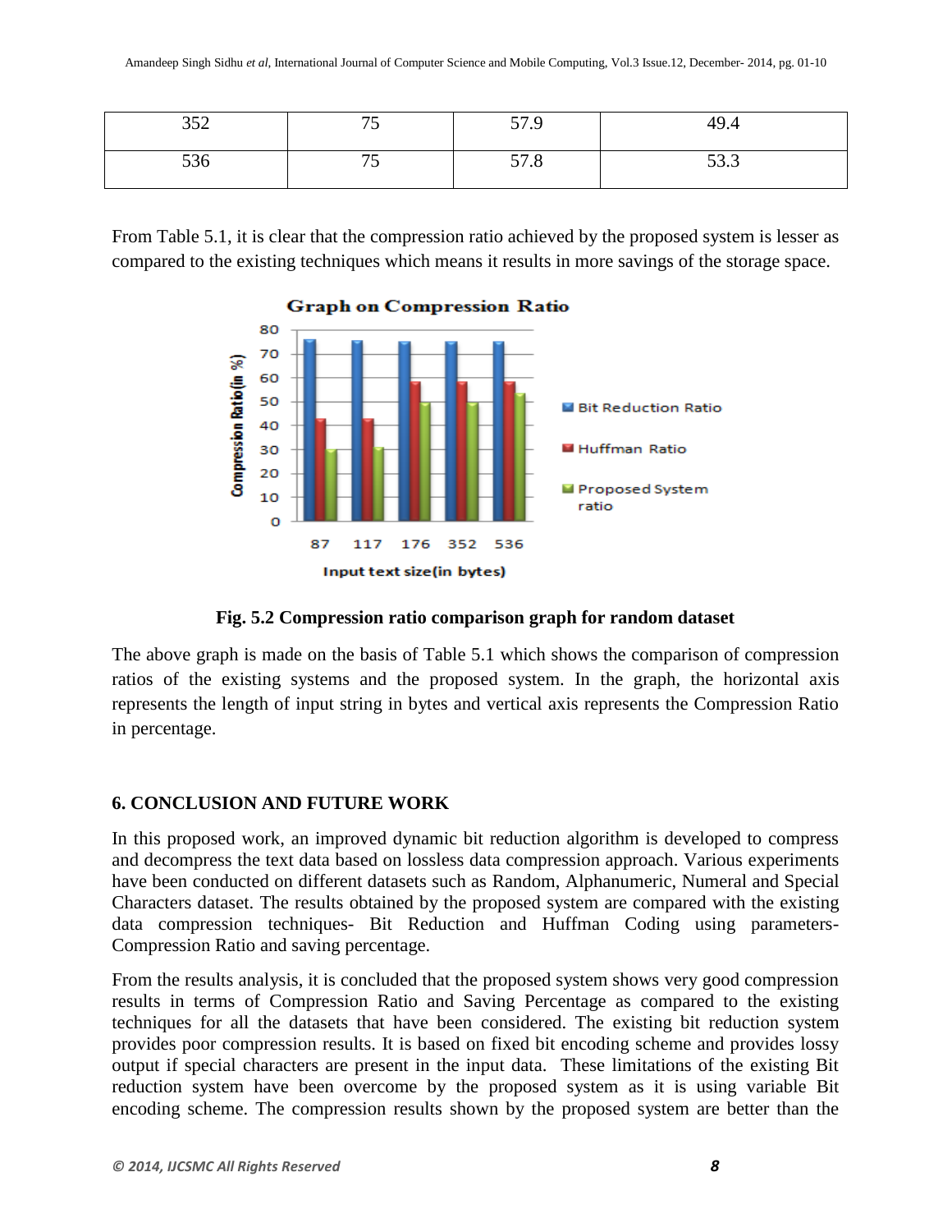| 352 | 75 | 57.9 | 49.4 |
|---|---|---|---|
| 536 | 75 | 57.8 | 53.3 |

From Table 5.1, it is clear that the compression ratio achieved by the proposed system is lesser as compared to the existing techniques which means it results in more savings of the storage space.

**Fig. 5.2 Compression ratio comparison graph for random dataset**

The above graph is made on the basis of Table 5.1 which shows the comparison of compression ratios of the existing systems and the proposed system. In the graph, the horizontal axis represents the length of input string in bytes and vertical axis represents the Compression Ratio in percentage.

## 6. CONCLUSION AND FUTURE WORK

In this proposed work, an improved dynamic bit reduction algorithm is developed to compress and decompress the text data based on lossless data compression approach. Various experiments have been conducted on different datasets such as Random, Alphanumeric, Numeral and Special Characters dataset. The results obtained by the proposed system are compared with the existing data compression techniques- Bit Reduction and Huffman Coding using parameters- Compression Ratio and saving percentage.

From the results analysis, it is concluded that the proposed system shows very good compression results in terms of Compression Ratio and Saving Percentage as compared to the existing techniques for all the datasets that have been considered. The existing bit reduction system provides poor compression results. It is based on fixed bit encoding scheme and provides lossy output if special characters are present in the input data. These limitations of the existing Bit reduction system have been overcome by the proposed system as it is using variable Bit encoding scheme. The compression results shown by the proposed system are better than the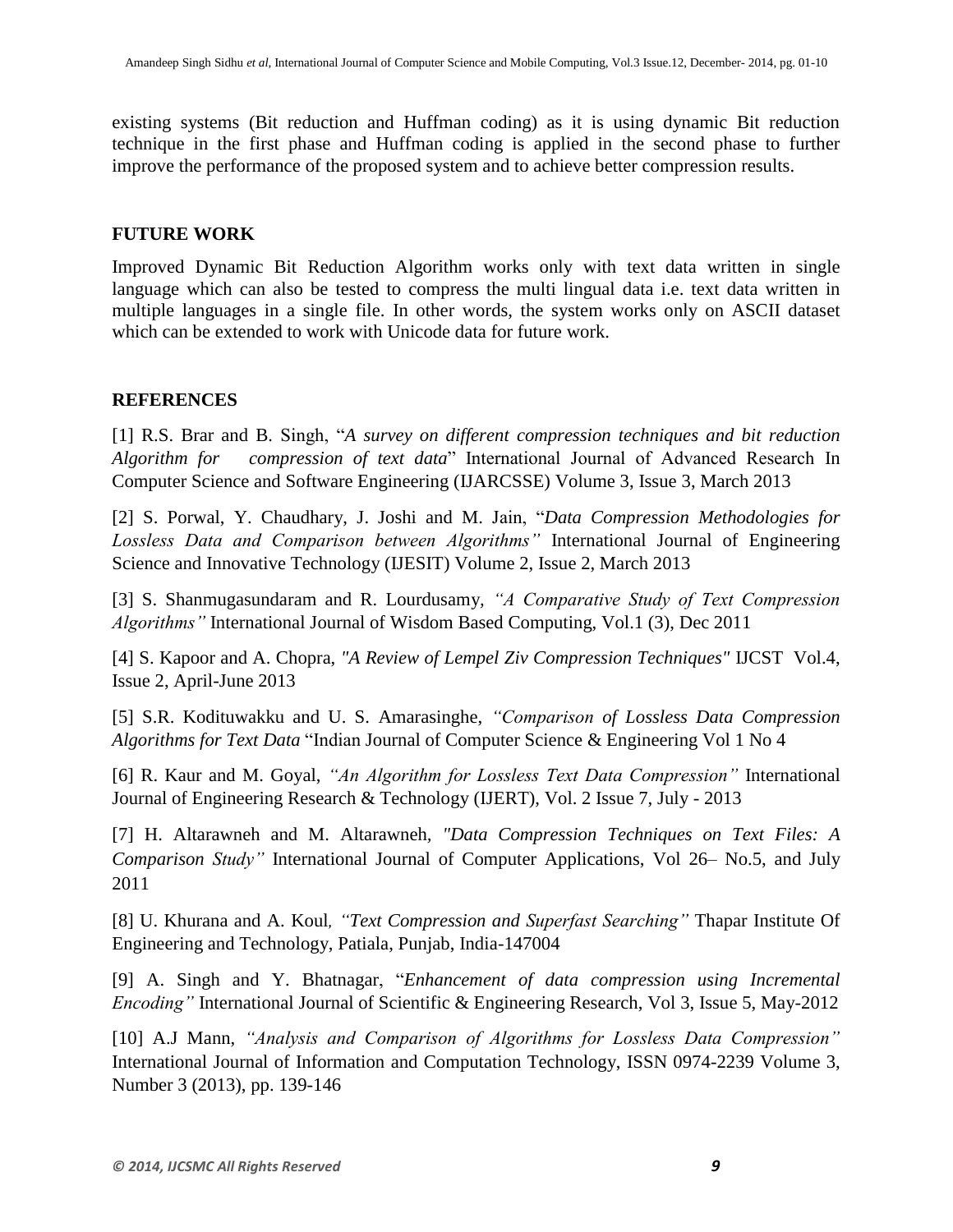existing systems (Bit reduction and Huffman coding) as it is using dynamic Bit reduction technique in the first phase and Huffman coding is applied in the second phase to further improve the performance of the proposed system and to achieve better compression results.

## FUTURE WORK

Improved Dynamic Bit Reduction Algorithm works only with text data written in single language which can also be tested to compress the multi lingual data i.e. text data written in multiple languages in a single file. In other words, the system works only on ASCII dataset which can be extended to work with Unicode data for future work.

## REFERENCES

[1] R.S. Brar and B. Singh, "*A survey on different compression techniques and bit reduction Algorithm for compression of text data*" International Journal of Advanced Research In Computer Science and Software Engineering (IJARCSSE) Volume 3, Issue 3, March 2013

[2] S. Porwal, Y. Chaudhary, J. Joshi and M. Jain, "*Data Compression Methodologies for Lossless Data and Comparison between Algorithms"* International Journal of Engineering Science and Innovative Technology (IJESIT) Volume 2, Issue 2, March 2013

[3] S. Shanmugasundaram and R. Lourdusamy, *"A Comparative Study of Text Compression Algorithms"* International Journal of Wisdom Based Computing, Vol.1 (3), Dec 2011

[4] S. Kapoor and A. Chopra, *"A Review of Lempel Ziv Compression Techniques"* IJCST Vol.4, Issue 2, April-June 2013

[5] S.R. Kodituwakku and U. S. Amarasinghe, *"Comparison of Lossless Data Compression Algorithms for Text Data* "Indian Journal of Computer Science & Engineering Vol 1 No 4

[6] R. Kaur and M. Goyal, *"An Algorithm for Lossless Text Data Compression"* International Journal of Engineering Research & Technology (IJERT), Vol. 2 Issue 7, July - 2013

[7] H. Altarawneh and M. Altarawneh, *"Data Compression Techniques on Text Files: A Comparison Study"* International Journal of Computer Applications, Vol 26– No.5, and July 2011

[8] U. Khurana and A. Koul, *"Text Compression and Superfast Searching"* Thapar Institute Of Engineering and Technology, Patiala, Punjab, India-147004

[9] A. Singh and Y. Bhatnagar, "*Enhancement of data compression using Incremental Encoding"* International Journal of Scientific & Engineering Research, Vol 3, Issue 5, May-2012

[10] A.J Mann, *"Analysis and Comparison of Algorithms for Lossless Data Compression"* International Journal of Information and Computation Technology, ISSN 0974-2239 Volume 3, Number 3 (2013), pp. 139-146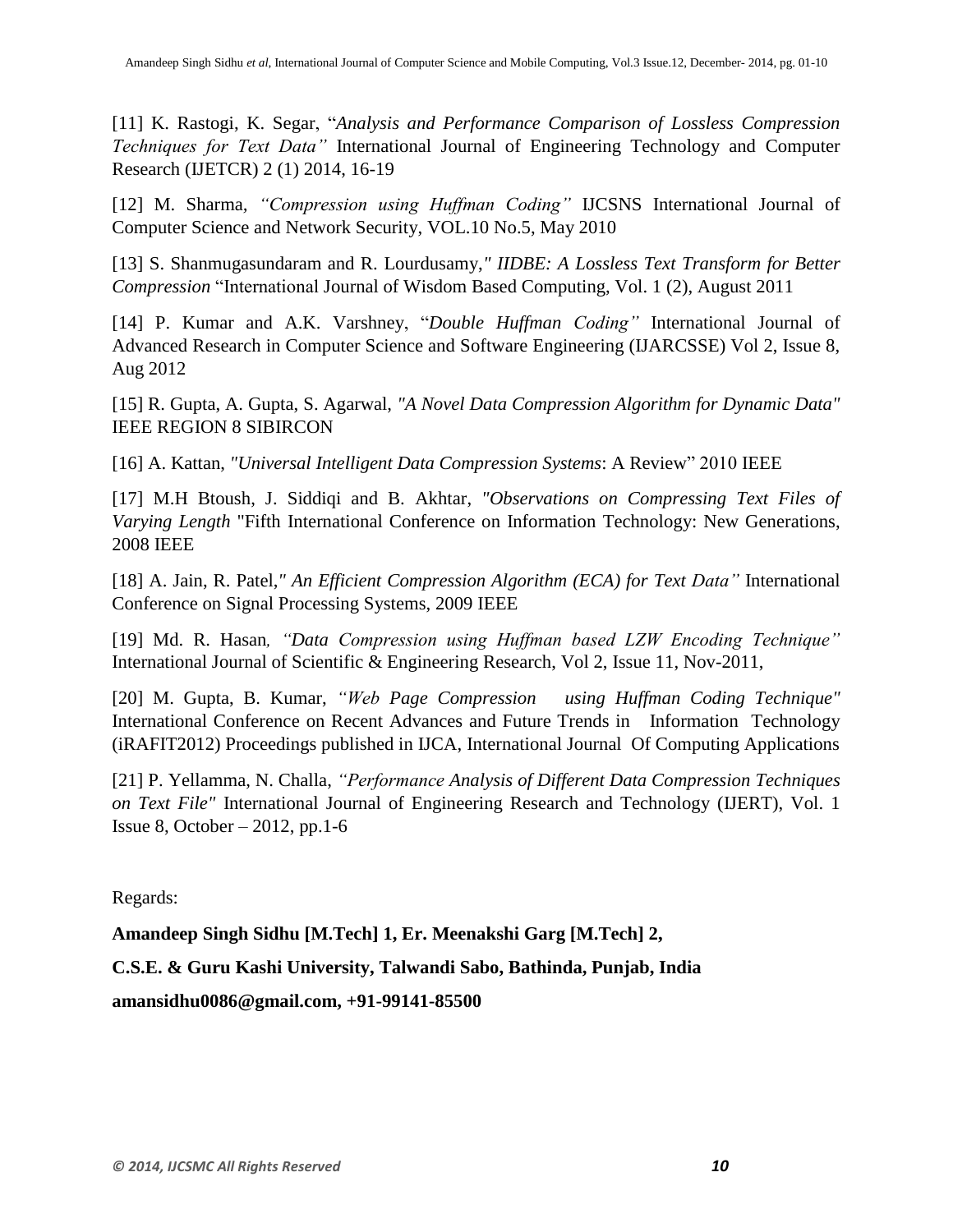[11] K. Rastogi, K. Segar, "*Analysis and Performance Comparison of Lossless Compression Techniques for Text Data"* International Journal of Engineering Technology and Computer Research (IJETCR) 2 (1) 2014, 16-19

[12] M. Sharma, *"Compression using Huffman Coding"* IJCSNS International Journal of Computer Science and Network Security, VOL.10 No.5, May 2010

[13] S. Shanmugasundaram and R. Lourdusamy,*" IIDBE: A Lossless Text Transform for Better Compression* "International Journal of Wisdom Based Computing, Vol. 1 (2), August 2011

[14] P. Kumar and A.K. Varshney, "*Double Huffman Coding"* International Journal of Advanced Research in Computer Science and Software Engineering (IJARCSSE) Vol 2, Issue 8, Aug 2012

[15] R. Gupta, A. Gupta, S. Agarwal, *"A Novel Data Compression Algorithm for Dynamic Data"* IEEE REGION 8 SIBIRCON

[16] A. Kattan, *"Universal Intelligent Data Compression Systems*: A Review" 2010 IEEE

[17] M.H Btoush, J. Siddiqi and B. Akhtar, *"Observations on Compressing Text Files of Varying Length* "Fifth International Conference on Information Technology: New Generations, 2008 IEEE

[18] A. Jain, R. Patel,*" An Efficient Compression Algorithm (ECA) for Text Data"* International Conference on Signal Processing Systems, 2009 IEEE

[19] Md. R. Hasan*, "Data Compression using Huffman based LZW Encoding Technique"* International Journal of Scientific & Engineering Research, Vol 2, Issue 11, Nov-2011,

[20] M. Gupta, B. Kumar, *"Web Page Compression using Huffman Coding Technique"* International Conference on Recent Advances and Future Trends in Information Technology (iRAFIT2012) Proceedings published in IJCA, International Journal Of Computing Applications

[21] P. Yellamma, N. Challa, *"Performance Analysis of Different Data Compression Techniques on Text File"* International Journal of Engineering Research and Technology (IJERT), Vol. 1 Issue 8, October – 2012, pp.1-6

Regards:

**Amandeep Singh Sidhu [M.Tech] 1, Er. Meenakshi Garg [M.Tech] 2,**

**C.S.E. & Guru Kashi University, Talwandi Sabo, Bathinda, Punjab, India**

**amansidhu0086@gmail.com, +91-99141-85500**